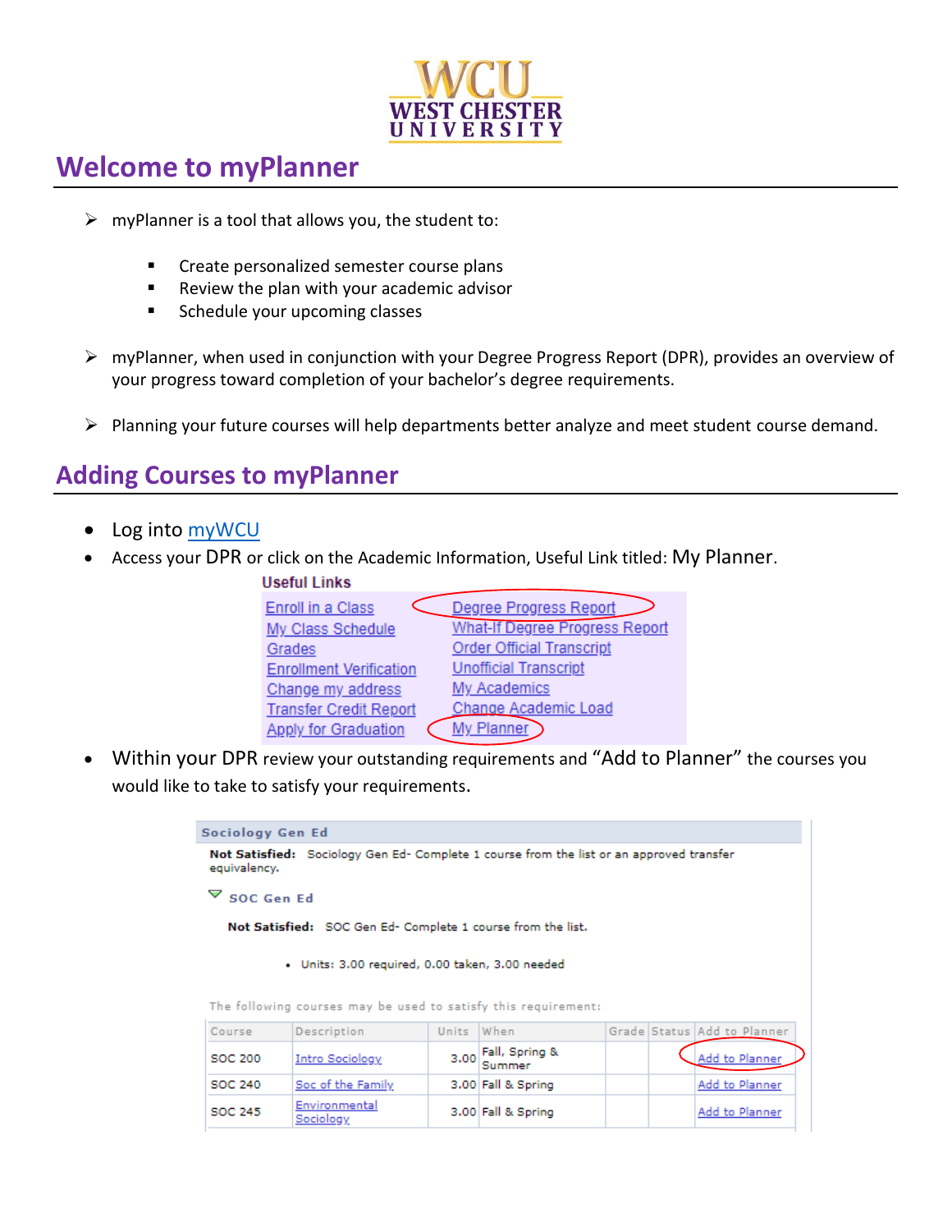WCU WEST CHESTER UNIVERSITY

# Welcome to myPlanner

- myPlanner is a tool that allows you, the student to:
  - Create personalized semester course plans
  - Review the plan with your academic advisor
  - Schedule your upcoming classes
- myPlanner, when used in conjunction with your Degree Progress Report (DPR), provides an overview of your progress toward completion of your bachelor's degree requirements.
- Planning your future courses will help departments better analyze and meet student course demand.

# Adding Courses to myPlanner

- Log into myWCU
- Access your DPR or click on the Academic Information, Useful Link titled: My Planner.

**Useful Links**

| | |
|---|---|
| Enroll in a Class | Degree Progress Report |
| My Class Schedule | What-If Degree Progress Report |
| Grades | Order Official Transcript |
| Enrollment Verification | Unofficial Transcript |
| Change my address | My Academics |
| Transfer Credit Report | Change Academic Load |
| Apply for Graduation | My Planner |

- Within your DPR review your outstanding requirements and "Add to Planner" the courses you would like to take to satisfy your requirements.

**Sociology Gen Ed**

**Not Satisfied:** Sociology Gen Ed- Complete 1 course from the list or an approved transfer equivalency.

**SOC Gen Ed**

**Not Satisfied:** SOC Gen Ed- Complete 1 course from the list.

- Units: 3.00 required, 0.00 taken, 3.00 needed

The following courses may be used to satisfy this requirement:

| Course | Description | Units | When | Grade | Status | Add to Planner |
|---|---|---|---|---|---|---|
| SOC 200 | Intro Sociology | 3.00 | Fall, Spring & Summer | | | Add to Planner |
| SOC 240 | Soc of the Family | 3.00 | Fall & Spring | | | Add to Planner |
| SOC 245 | Environmental Sociology | 3.00 | Fall & Spring | | | Add to Planner |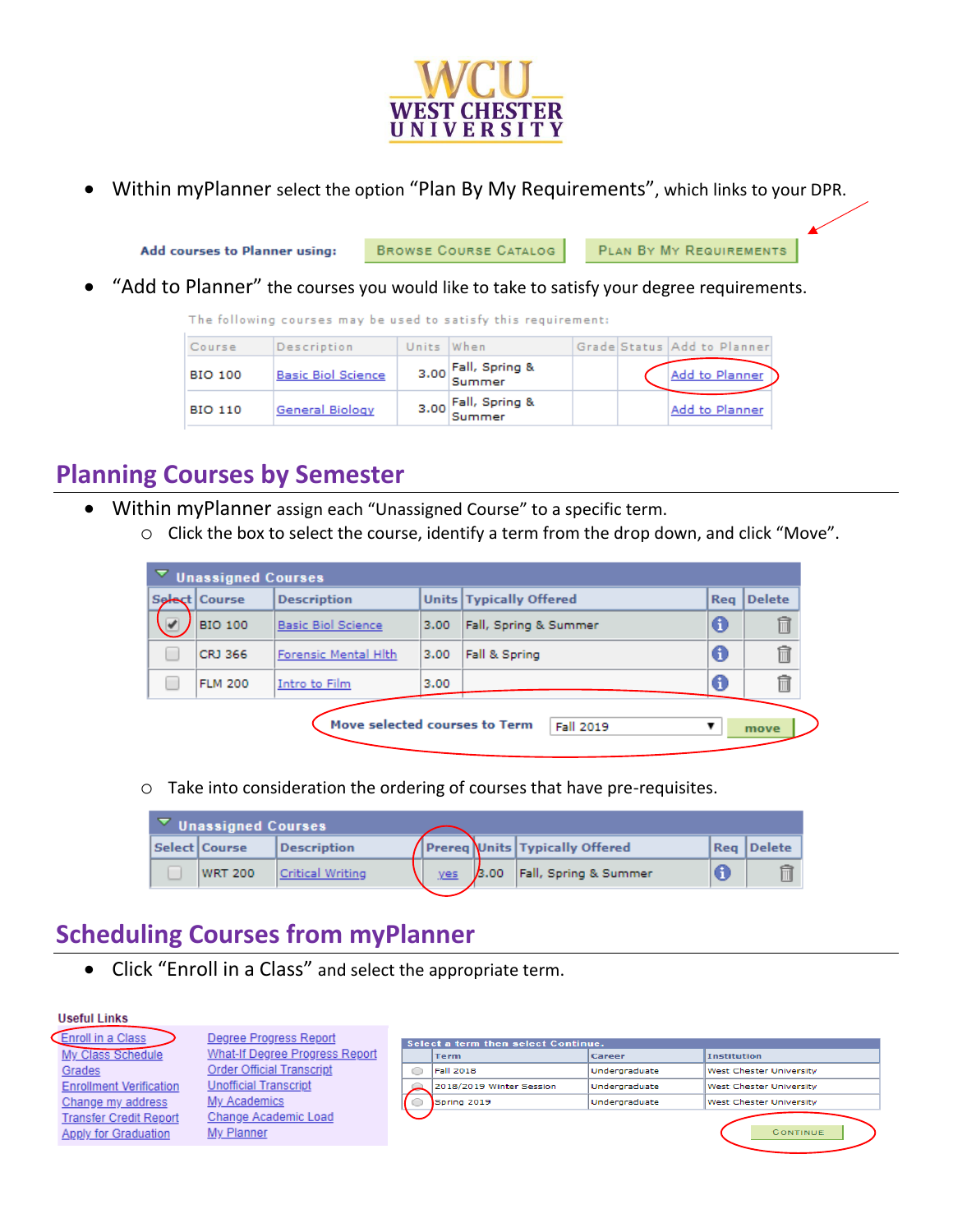- Within myPlanner select the option "Plan By My Requirements", which links to your DPR.

Add courses to Planner using: BROWSE COURSE CATALOG   PLAN BY MY REQUIREMENTS

- "Add to Planner" the courses you would like to take to satisfy your degree requirements.

The following courses may be used to satisfy this requirement:

| Course | Description | Units | When | Grade | Status | Add to Planner |
|---|---|---|---|---|---|---|
| BIO 100 | Basic Biol Science | 3.00 | Fall, Spring & Summer | | | Add to Planner |
| BIO 110 | General Biology | 3.00 | Fall, Spring & Summer | | | Add to Planner |

## Planning Courses by Semester

- Within myPlanner assign each "Unassigned Course" to a specific term.
  - Click the box to select the course, identify a term from the drop down, and click "Move".

Unassigned Courses

| Select | Course | Description | Units | Typically Offered | Req | Delete |
|---|---|---|---|---|---|---|
| ☑ | BIO 100 | Basic Biol Science | 3.00 | Fall, Spring & Summer | | |
| ☐ | CRJ 366 | Forensic Mental Hlth | 3.00 | Fall & Spring | | |
| ☐ | FLM 200 | Intro to Film | 3.00 | | | |

Move selected courses to Term   Fall 2019   move

  - Take into consideration the ordering of courses that have pre-requisites.

Unassigned Courses

| Select | Course | Description | Prereq | Units | Typically Offered | Req | Delete |
|---|---|---|---|---|---|---|---|
| ☐ | WRT 200 | Critical Writing | yes | 3.00 | Fall, Spring & Summer | | |

## Scheduling Courses from myPlanner

- Click "Enroll in a Class" and select the appropriate term.

**Useful Links**

| | |
|---|---|
| Enroll in a Class | Degree Progress Report |
| My Class Schedule | What-If Degree Progress Report |
| Grades | Order Official Transcript |
| Enrollment Verification | Unofficial Transcript |
| Change my address | My Academics |
| Transfer Credit Report | Change Academic Load |
| Apply for Graduation | My Planner |

Select a term then select Continue.

| | Term | Career | Institution |
|---|---|---|---|
| ○ | Fall 2018 | Undergraduate | West Chester University |
| ○ | 2018/2019 Winter Session | Undergraduate | West Chester University |
| ○ | Spring 2019 | Undergraduate | West Chester University |

CONTINUE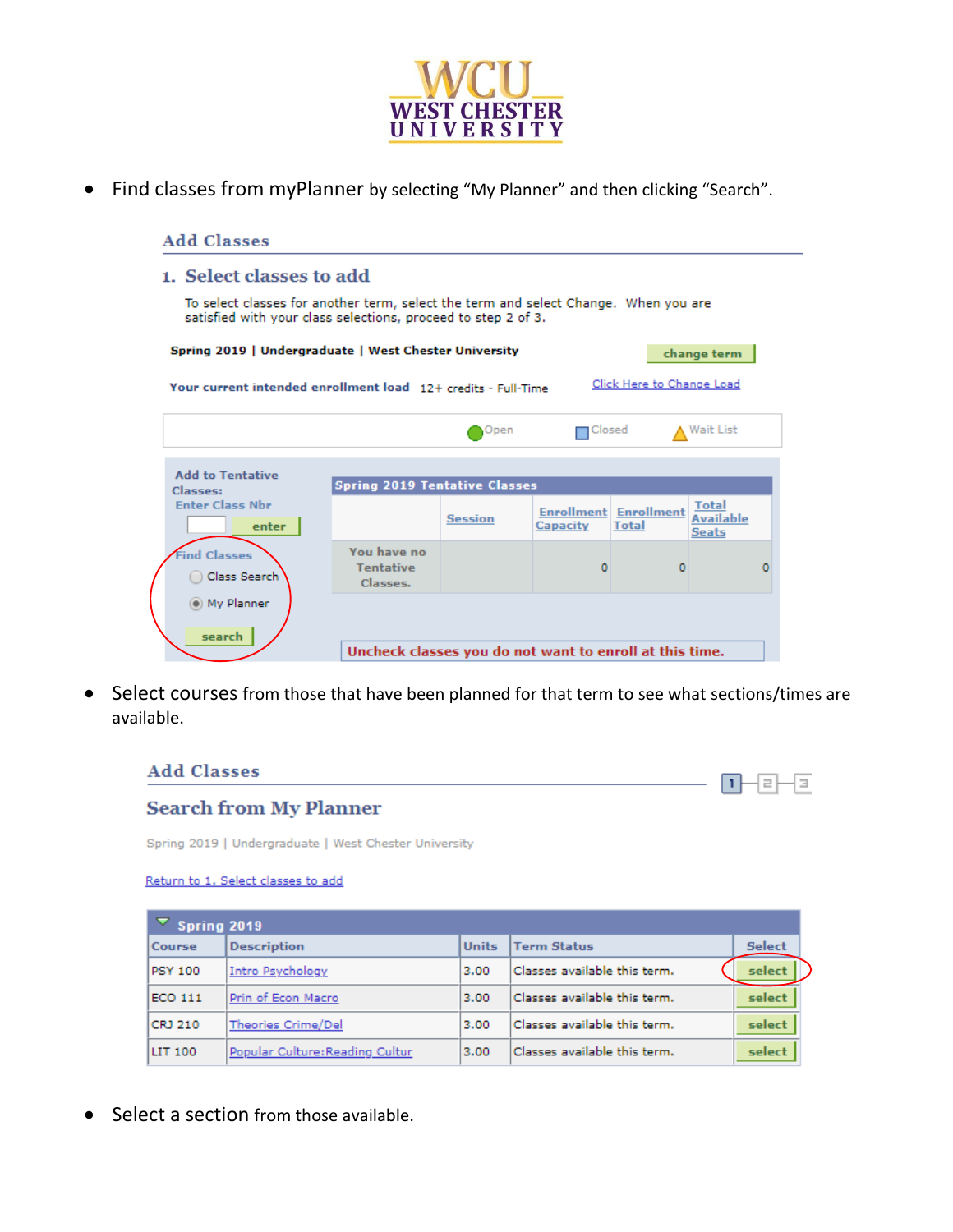**WCU**
**WEST CHESTER UNIVERSITY**

- Find classes from myPlanner by selecting "My Planner" and then clicking "Search".

## Add Classes

### 1. Select classes to add

To select classes for another term, select the term and select Change. When you are satisfied with your class selections, proceed to step 2 of 3.

**Spring 2019 | Undergraduate | West Chester University** change term

**Your current intended enrollment load** 12+ credits - Full-Time Click Here to Change Load

Open Closed Wait List

**Add to Tentative Classes:**
Enter Class Nbr
enter

Find Classes
- Class Search
- My Planner

search

**Spring 2019 Tentative Classes**

| | Session | Enrollment Capacity | Enrollment Total | Total Available Seats |
|---|---|---|---|---|
| You have no Tentative Classes. | | 0 | 0 | 0 |

Uncheck classes you do not want to enroll at this time.

- Select courses from those that have been planned for that term to see what sections/times are available.

## Add Classes

### Search from My Planner

Spring 2019 | Undergraduate | West Chester University

Return to 1. Select classes to add

**Spring 2019**

| Course | Description | Units | Term Status | Select |
|---|---|---|---|---|
| PSY 100 | Intro Psychology | 3.00 | Classes available this term. | select |
| ECO 111 | Prin of Econ Macro | 3.00 | Classes available this term. | select |
| CRJ 210 | Theories Crime/Del | 3.00 | Classes available this term. | select |
| LIT 100 | Popular Culture:Reading Cultur | 3.00 | Classes available this term. | select |

- Select a section from those available.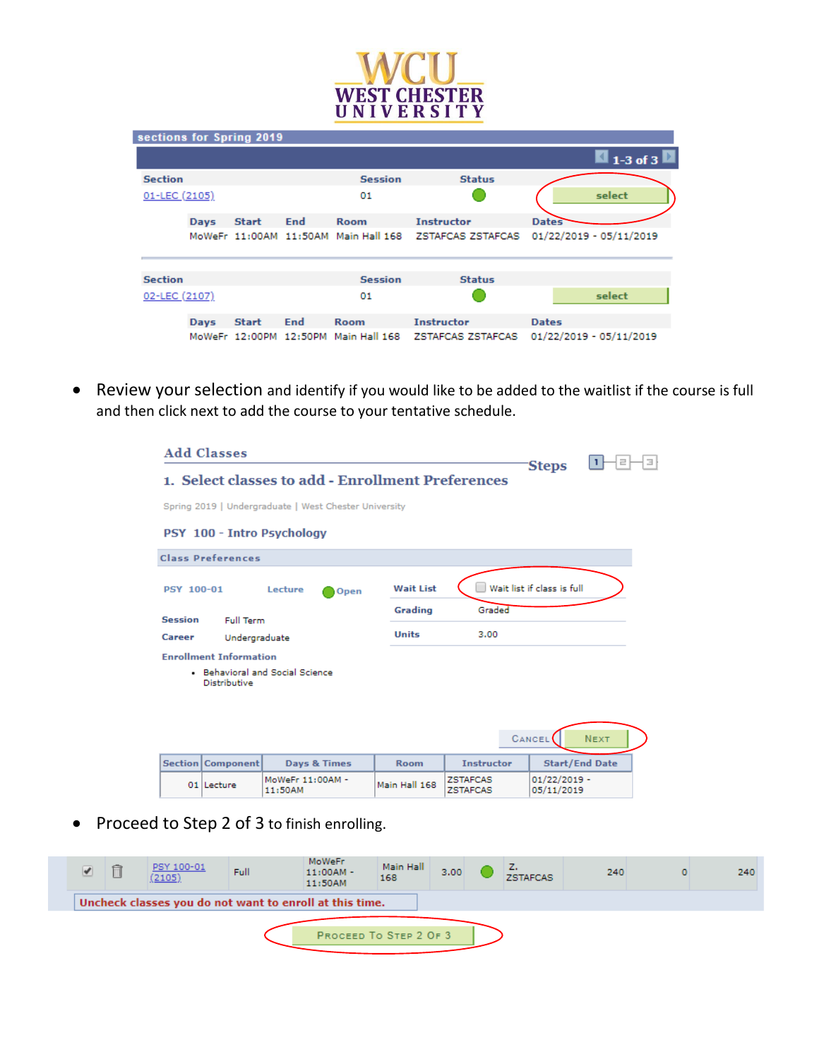**WCU**
**WEST CHESTER UNIVERSITY**

**sections for Spring 2019**

1-3 of 3

| Section | Session | Status | |
|---|---|---|---|
| 01-LEC (2105) | 01 | ● | select |

| Days | Start | End | Room | Instructor | Dates |
|---|---|---|---|---|---|
| MoWeFr | 11:00AM | 11:50AM | Main Hall 168 | ZSTAFCAS ZSTAFCAS | 01/22/2019 - 05/11/2019 |

| Section | Session | Status | |
|---|---|---|---|
| 02-LEC (2107) | 01 | ● | select |

| Days | Start | End | Room | Instructor | Dates |
|---|---|---|---|---|---|
| MoWeFr | 12:00PM | 12:50PM | Main Hall 168 | ZSTAFCAS ZSTAFCAS | 01/22/2019 - 05/11/2019 |

- Review your selection and identify if you would like to be added to the waitlist if the course is full and then click next to add the course to your tentative schedule.

**Add Classes** Steps 1 - 2 - 3

**1. Select classes to add - Enrollment Preferences**

Spring 2019 | Undergraduate | West Chester University

**PSY 100 - Intro Psychology**

**Class Preferences**

| | | |
|---|---|---|
| PSY 100-01 | Lecture | ● Open |
| Session | Full Term | |
| Career | Undergraduate | |

| | |
|---|---|
| Wait List | ☐ Wait list if class is full |
| Grading | Graded |
| Units | 3.00 |

**Enrollment Information**

- Behavioral and Social Science Distributive

CANCEL | NEXT

| Section | Component | Days & Times | Room | Instructor | Start/End Date |
|---|---|---|---|---|---|
| 01 | Lecture | MoWeFr 11:00AM - 11:50AM | Main Hall 168 | ZSTAFCAS ZSTAFCAS | 01/22/2019 - 05/11/2019 |

- Proceed to Step 2 of 3 to finish enrolling.

| | | | | | | | | | | | |
|---|---|---|---|---|---|---|---|---|---|---|---|
| ☑ | 🗑 | PSY 100-01 (2105) | Full | MoWeFr 11:00AM - 11:50AM | Main Hall 168 | 3.00 | ● | Z. ZSTAFCAS | 240 | 0 | 240 |

Uncheck classes you do not want to enroll at this time.

PROCEED TO STEP 2 OF 3